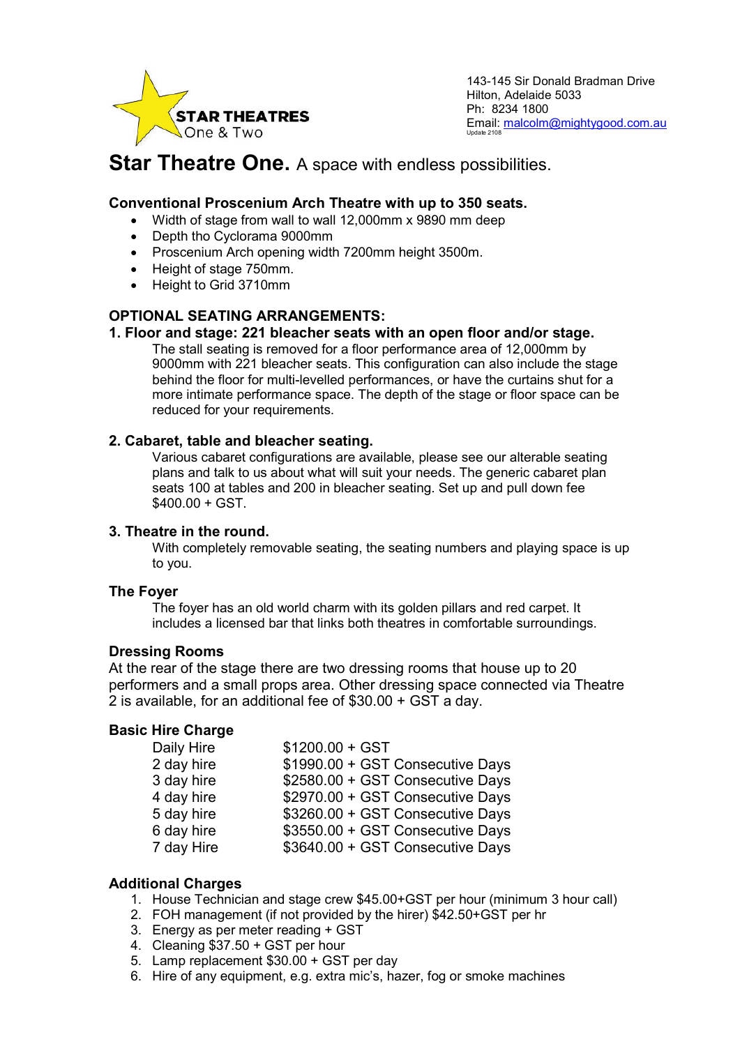STAR THEATRES
One & Two

143-145 Sir Donald Bradman Drive
Hilton, Adelaide 5033
Ph: 8234 1800
Email: malcolm@mightygood.com.au
Update 2108

# Star Theatre One. A space with endless possibilities.

### Conventional Proscenium Arch Theatre with up to 350 seats.

- Width of stage from wall to wall 12,000mm x 9890 mm deep
- Depth tho Cyclorama 9000mm
- Proscenium Arch opening width 7200mm height 3500m.
- Height of stage 750mm.
- Height to Grid 3710mm

### OPTIONAL SEATING ARRANGEMENTS:

### 1. Floor and stage: 221 bleacher seats with an open floor and/or stage.

The stall seating is removed for a floor performance area of 12,000mm by 9000mm with 221 bleacher seats. This configuration can also include the stage behind the floor for multi-levelled performances, or have the curtains shut for a more intimate performance space. The depth of the stage or floor space can be reduced for your requirements.

### 2. Cabaret, table and bleacher seating.

Various cabaret configurations are available, please see our alterable seating plans and talk to us about what will suit your needs. The generic cabaret plan seats 100 at tables and 200 in bleacher seating. Set up and pull down fee $400.00 + GST.

### 3. Theatre in the round.

With completely removable seating, the seating numbers and playing space is up to you.

### The Foyer

The foyer has an old world charm with its golden pillars and red carpet. It includes a licensed bar that links both theatres in comfortable surroundings.

### Dressing Rooms

At the rear of the stage there are two dressing rooms that house up to 20 performers and a small props area. Other dressing space connected via Theatre 2 is available, for an additional fee of $30.00 + GST a day.

### Basic Hire Charge

| | |
|---|---|
| Daily Hire | $1200.00 + GST |
| 2 day hire | $1990.00 + GST Consecutive Days |
| 3 day hire | $2580.00 + GST Consecutive Days |
| 4 day hire | $2970.00 + GST Consecutive Days |
| 5 day hire | $3260.00 + GST Consecutive Days |
| 6 day hire | $3550.00 + GST Consecutive Days |
| 7 day Hire | $3640.00 + GST Consecutive Days |

### Additional Charges

1. House Technician and stage crew $45.00+GST per hour (minimum 3 hour call)
2. FOH management (if not provided by the hirer) $42.50+GST per hr
3. Energy as per meter reading + GST
4. Cleaning $37.50 + GST per hour
5. Lamp replacement $30.00 + GST per day
6. Hire of any equipment, e.g. extra mic's, hazer, fog or smoke machines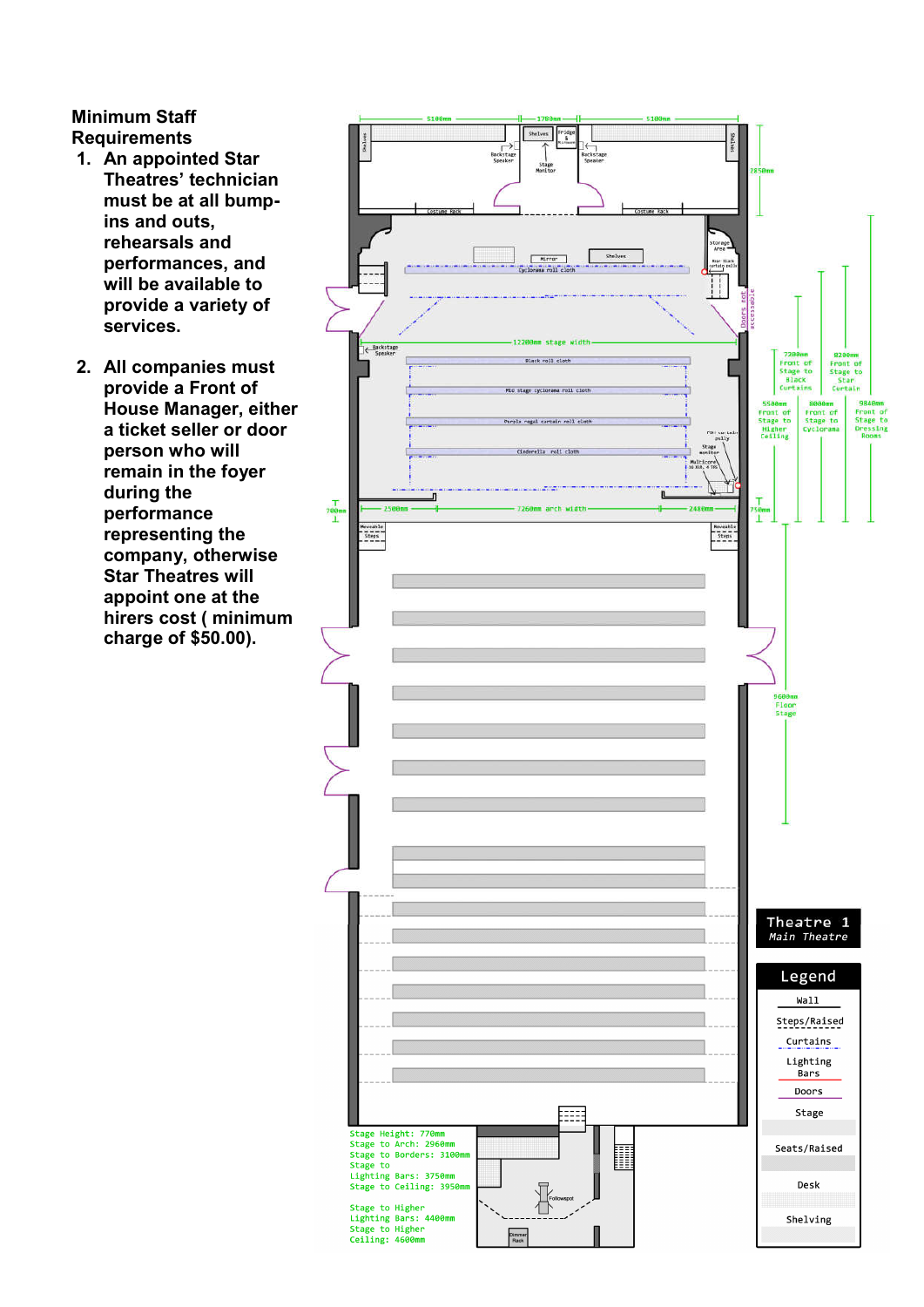## Minimum Staff Requirements

1. An appointed Star Theatres' technician must be at all bump-ins and outs, rehearsals and performances, and will be available to provide a variety of services.

2. All companies must provide a Front of House Manager, either a ticket seller or door person who will remain in the foyer during the performance representing the company, otherwise Star Theatres will appoint one at the hirers cost ( minimum charge of $50.00).

5100mm
1780mm
5100mm
2850mm

Shelves
Shelves
Shelves
Bridge & Mixer
Backstage Speaker
Stage Monitor
Backstage Speaker
Costume Rack
Costume Rack

Storage Area
Rear Stage curtain pully
Mirror
Shelves
Cyclorama roll cloth
Doors not accessable

Backstage Speaker
12200mm stage width
Black roll cloth
Mid stage cyclorama roll cloth
Purple regal curtain roll cloth
Cinderella roll cloth
FOH curtain pully
Stage monitor
Multicore 16 XLR, 4 TRS

7200mm Front of Stage to Black Curtains
8200mm Front of Stage to Star Curtain
5500mm Front of Stage to Higher Ceiling
8000mm Front of Stage to Cyclorama
9840mm Front of Stage to Dressing Rooms

700mm
2500mm
7260mm arch width
2480mm
750mm

Moveable Steps
Moveable Steps

9600mm Floor Stage

Followspot
Dimmer Rack

Stage Height: 770mm
Stage to Arch: 2960mm
Stage to Borders: 3100mm
Stage to Lighting Bars: 3750mm
Stage to Ceiling: 3950mm

Stage to Higher Lighting Bars: 4400mm
Stage to Higher Ceiling: 4600mm

**Theatre 1**
*Main Theatre*

**Legend**

Wall
Steps/Raised
Curtains
Lighting Bars
Doors
Stage
Seats/Raised
Desk
Shelving